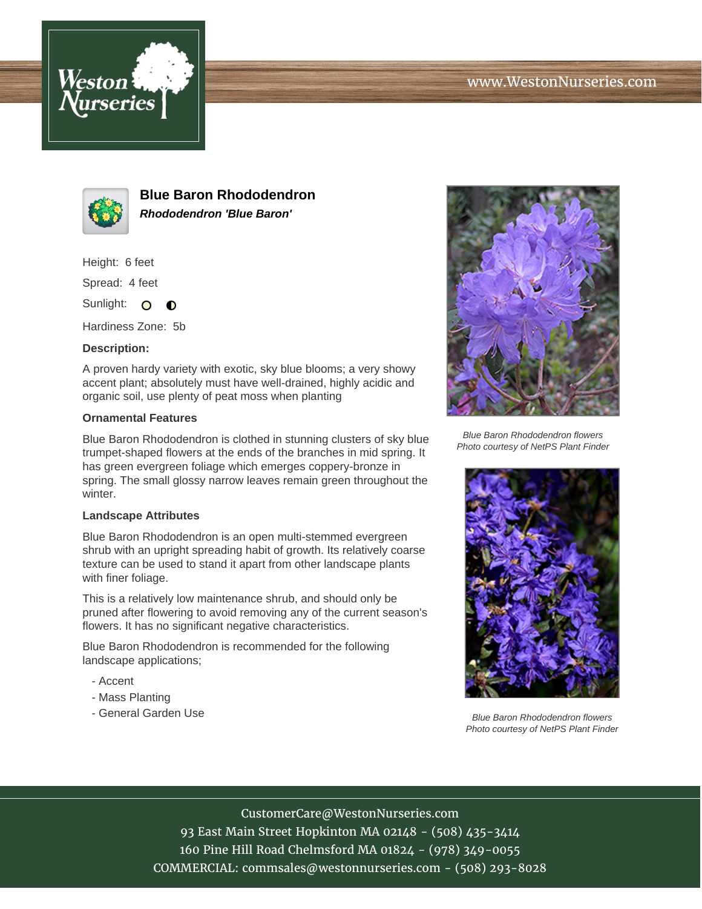Weston Nurseries

www.WestonNurseries.com

# Blue Baron Rhododendron

***Rhododendron 'Blue Baron'***

Height: 6 feet

Spread: 4 feet

Sunlight:

Hardiness Zone: 5b

**Description:**

A proven hardy variety with exotic, sky blue blooms; a very showy accent plant; absolutely must have well-drained, highly acidic and organic soil, use plenty of peat moss when planting

**Ornamental Features**

Blue Baron Rhododendron is clothed in stunning clusters of sky blue trumpet-shaped flowers at the ends of the branches in mid spring. It has green evergreen foliage which emerges coppery-bronze in spring. The small glossy narrow leaves remain green throughout the winter.

**Landscape Attributes**

Blue Baron Rhododendron is an open multi-stemmed evergreen shrub with an upright spreading habit of growth. Its relatively coarse texture can be used to stand it apart from other landscape plants with finer foliage.

This is a relatively low maintenance shrub, and should only be pruned after flowering to avoid removing any of the current season's flowers. It has no significant negative characteristics.

Blue Baron Rhododendron is recommended for the following landscape applications;

- Accent
- Mass Planting
- General Garden Use

*Blue Baron Rhododendron flowers*
*Photo courtesy of NetPS Plant Finder*

*Blue Baron Rhododendron flowers*
*Photo courtesy of NetPS Plant Finder*

CustomerCare@WestonNurseries.com
93 East Main Street Hopkinton MA 02148 - (508) 435-3414
160 Pine Hill Road Chelmsford MA 01824 - (978) 349-0055
COMMERCIAL: commsales@westonnurseries.com - (508) 293-8028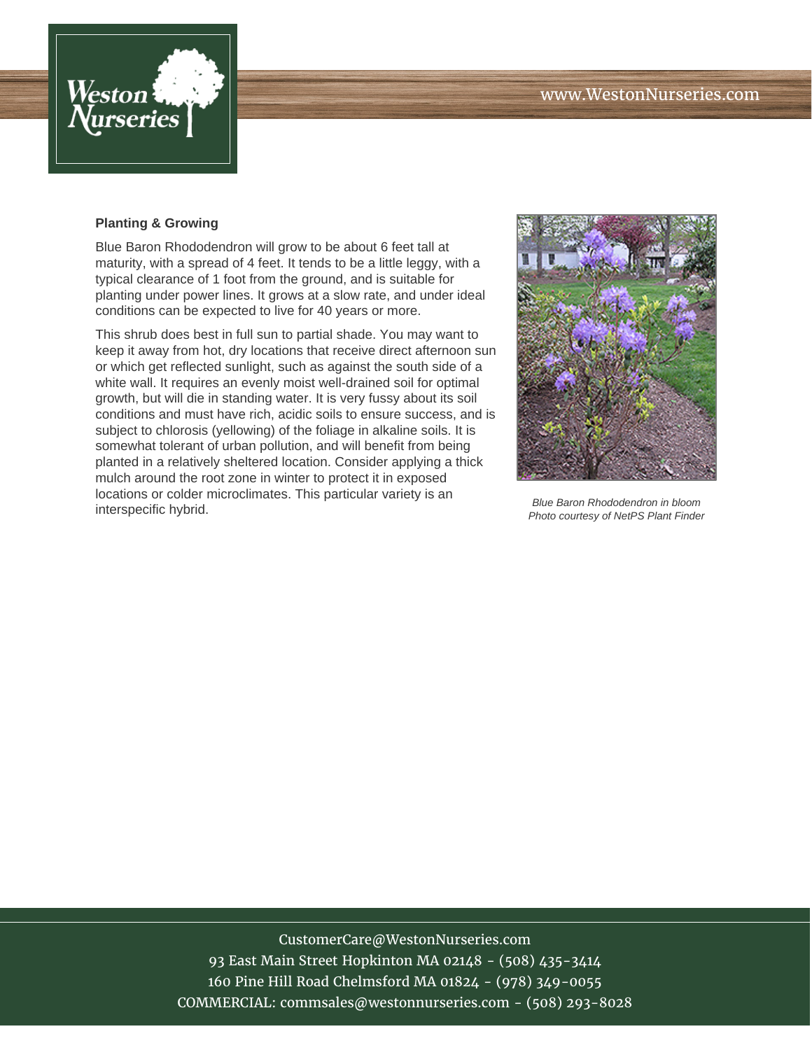### Planting & Growing

Blue Baron Rhododendron will grow to be about 6 feet tall at maturity, with a spread of 4 feet. It tends to be a little leggy, with a typical clearance of 1 foot from the ground, and is suitable for planting under power lines. It grows at a slow rate, and under ideal conditions can be expected to live for 40 years or more.

This shrub does best in full sun to partial shade. You may want to keep it away from hot, dry locations that receive direct afternoon sun or which get reflected sunlight, such as against the south side of a white wall. It requires an evenly moist well-drained soil for optimal growth, but will die in standing water. It is very fussy about its soil conditions and must have rich, acidic soils to ensure success, and is subject to chlorosis (yellowing) of the foliage in alkaline soils. It is somewhat tolerant of urban pollution, and will benefit from being planted in a relatively sheltered location. Consider applying a thick mulch around the root zone in winter to protect it in exposed locations or colder microclimates. This particular variety is an interspecific hybrid.

*Blue Baron Rhododendron in bloom*
*Photo courtesy of NetPS Plant Finder*